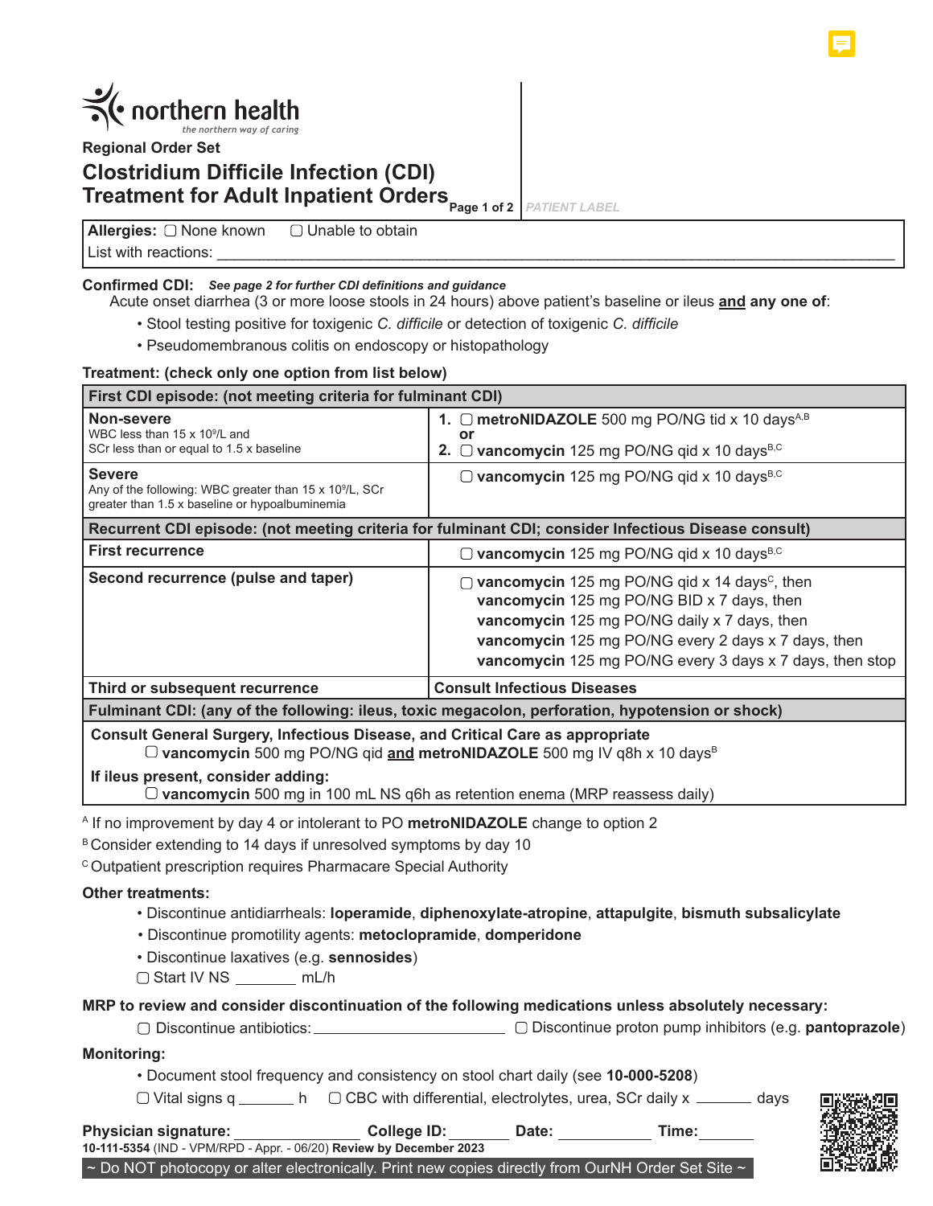northern health
*the northern way of caring*

**Regional Order Set**

# Clostridium Difficile Infection (CDI) Treatment for Adult Inpatient Orders

PATIENT LABEL

**Allergies:** ▢ None known ▢ Unable to obtain
List with reactions: ____________________________________________

**Confirmed CDI:** ***See page 2 for further CDI definitions and guidance***

Acute onset diarrhea (3 or more loose stools in 24 hours) above patient's baseline or ileus **and any one of**:

- Stool testing positive for toxigenic *C. difficile* or detection of toxigenic *C. difficile*
- Pseudomembranous colitis on endoscopy or histopathology

**Treatment: (check only one option from list below)**

| **First CDI episode: (not meeting criteria for fulminant CDI)** | |
|---|---|
| **Non-severe**<br>WBC less than 15 x $10^9$/L and<br>SCr less than or equal to 1.5 x baseline | **1.** ▢ **metroNIDAZOLE** 500 mg PO/NG tid x 10 days[A,B]<br>**or**<br>**2.** ▢ **vancomycin** 125 mg PO/NG qid x 10 days[B,C] |
| **Severe**<br>Any of the following: WBC greater than 15 x $10^9$/L, SCr greater than 1.5 x baseline or hypoalbuminemia | ▢ **vancomycin** 125 mg PO/NG qid x 10 days[B,C] |
| **Recurrent CDI episode: (not meeting criteria for fulminant CDI; consider Infectious Disease consult)** | |
| **First recurrence** | ▢ **vancomycin** 125 mg PO/NG qid x 10 days[B,C] |
| **Second recurrence (pulse and taper)** | ▢ **vancomycin** 125 mg PO/NG qid x 14 days[C], then<br>**vancomycin** 125 mg PO/NG BID x 7 days, then<br>**vancomycin** 125 mg PO/NG daily x 7 days, then<br>**vancomycin** 125 mg PO/NG every 2 days x 7 days, then<br>**vancomycin** 125 mg PO/NG every 3 days x 7 days, then stop |
| **Third or subsequent recurrence** | **Consult Infectious Diseases** |
| **Fulminant CDI: (any of the following: ileus, toxic megacolon, perforation, hypotension or shock)** | |
| **Consult General Surgery, Infectious Disease, and Critical Care as appropriate**<br>▢ **vancomycin** 500 mg PO/NG qid **and metroNIDAZOLE** 500 mg IV q8h x 10 days[B]<br>**If ileus present, consider adding:**<br>▢ **vancomycin** 500 mg in 100 mL NS q6h as retention enema (MRP reassess daily) | |

[A] If no improvement by day 4 or intolerant to PO **metroNIDAZOLE** change to option 2
[B] Consider extending to 14 days if unresolved symptoms by day 10
[C] Outpatient prescription requires Pharmacare Special Authority

**Other treatments:**

- Discontinue antidiarrheals: **loperamide**, **diphenoxylate-atropine**, **attapulgite**, **bismuth subsalicylate**
- Discontinue promotility agents: **metoclopramide**, **domperidone**
- Discontinue laxatives (e.g. **sennosides**)

▢ Start IV NS ________ mL/h

**MRP to review and consider discontinuation of the following medications unless absolutely necessary:**

▢ Discontinue antibiotics: ________________________ ▢ Discontinue proton pump inhibitors (e.g. **pantoprazole**)

**Monitoring:**

- Document stool frequency and consistency on stool chart daily (see **10-000-5208**)

▢ Vital signs q _______ h ▢ CBC with differential, electrolytes, urea, SCr daily x _______ days

**Physician signature:** _______________ **College ID:** _______ **Date:** ___________ **Time:** _______

**10-111-5354** (IND - VPM/RPD - Appr. - 06/20) **Review by December 2023**

~ Do NOT photocopy or alter electronically. Print new copies directly from OurNH Order Set Site ~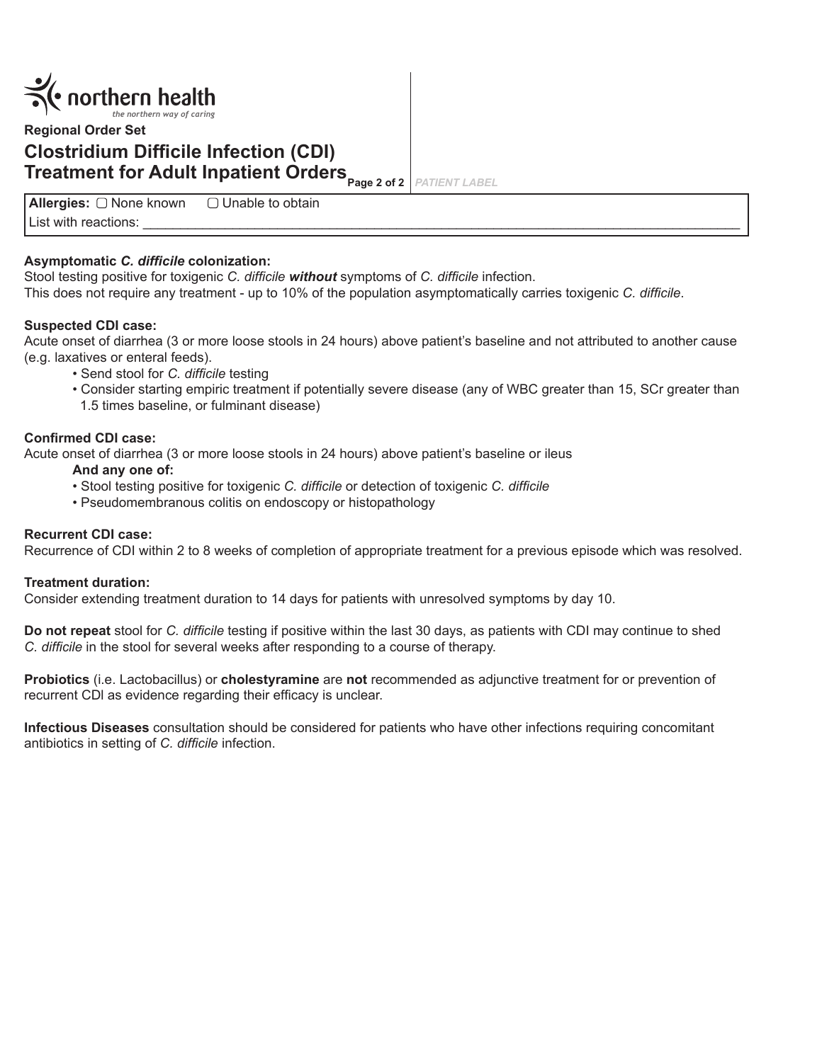northern health
*the northern way of caring*

**Regional Order Set**

# Clostridium Difficile Infection (CDI) Treatment for Adult Inpatient Orders

*PATIENT LABEL*

**Allergies:** ▢ None known ▢ Unable to obtain
List with reactions: ______________________________________________

**Asymptomatic *C. difficile* colonization:**
Stool testing positive for toxigenic *C. difficile* ***without*** symptoms of *C. difficile* infection.
This does not require any treatment - up to 10% of the population asymptomatically carries toxigenic *C. difficile*.

**Suspected CDI case:**
Acute onset of diarrhea (3 or more loose stools in 24 hours) above patient's baseline and not attributed to another cause (e.g. laxatives or enteral feeds).

- Send stool for *C. difficile* testing
- Consider starting empiric treatment if potentially severe disease (any of WBC greater than 15, SCr greater than 1.5 times baseline, or fulminant disease)

**Confirmed CDI case:**
Acute onset of diarrhea (3 or more loose stools in 24 hours) above patient's baseline or ileus

**And any one of:**

- Stool testing positive for toxigenic *C. difficile* or detection of toxigenic *C. difficile*
- Pseudomembranous colitis on endoscopy or histopathology

**Recurrent CDI case:**
Recurrence of CDI within 2 to 8 weeks of completion of appropriate treatment for a previous episode which was resolved.

**Treatment duration:**
Consider extending treatment duration to 14 days for patients with unresolved symptoms by day 10.

**Do not repeat** stool for *C. difficile* testing if positive within the last 30 days, as patients with CDI may continue to shed *C. difficile* in the stool for several weeks after responding to a course of therapy.

**Probiotics** (i.e. Lactobacillus) or **cholestyramine** are **not** recommended as adjunctive treatment for or prevention of recurrent CDI as evidence regarding their efficacy is unclear.

**Infectious Diseases** consultation should be considered for patients who have other infections requiring concomitant antibiotics in setting of *C. difficile* infection.